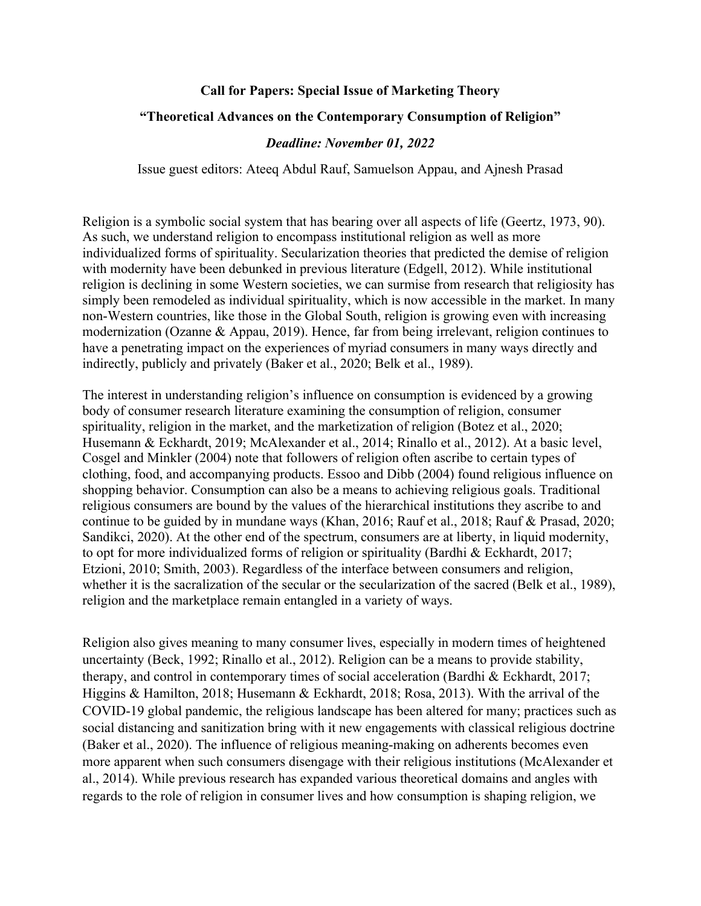**Call for Papers: Special Issue of Marketing Theory**

**"Theoretical Advances on the Contemporary Consumption of Religion"**

***Deadline: November 01, 2022***

Issue guest editors: Ateeq Abdul Rauf, Samuelson Appau, and Ajnesh Prasad

Religion is a symbolic social system that has bearing over all aspects of life (Geertz, 1973, 90). As such, we understand religion to encompass institutional religion as well as more individualized forms of spirituality. Secularization theories that predicted the demise of religion with modernity have been debunked in previous literature (Edgell, 2012). While institutional religion is declining in some Western societies, we can surmise from research that religiosity has simply been remodeled as individual spirituality, which is now accessible in the market. In many non-Western countries, like those in the Global South, religion is growing even with increasing modernization (Ozanne & Appau, 2019). Hence, far from being irrelevant, religion continues to have a penetrating impact on the experiences of myriad consumers in many ways directly and indirectly, publicly and privately (Baker et al., 2020; Belk et al., 1989).

The interest in understanding religion's influence on consumption is evidenced by a growing body of consumer research literature examining the consumption of religion, consumer spirituality, religion in the market, and the marketization of religion (Botez et al., 2020; Husemann & Eckhardt, 2019; McAlexander et al., 2014; Rinallo et al., 2012). At a basic level, Cosgel and Minkler (2004) note that followers of religion often ascribe to certain types of clothing, food, and accompanying products. Essoo and Dibb (2004) found religious influence on shopping behavior. Consumption can also be a means to achieving religious goals. Traditional religious consumers are bound by the values of the hierarchical institutions they ascribe to and continue to be guided by in mundane ways (Khan, 2016; Rauf et al., 2018; Rauf & Prasad, 2020; Sandikci, 2020). At the other end of the spectrum, consumers are at liberty, in liquid modernity, to opt for more individualized forms of religion or spirituality (Bardhi & Eckhardt, 2017; Etzioni, 2010; Smith, 2003). Regardless of the interface between consumers and religion, whether it is the sacralization of the secular or the secularization of the sacred (Belk et al., 1989), religion and the marketplace remain entangled in a variety of ways.

Religion also gives meaning to many consumer lives, especially in modern times of heightened uncertainty (Beck, 1992; Rinallo et al., 2012). Religion can be a means to provide stability, therapy, and control in contemporary times of social acceleration (Bardhi & Eckhardt, 2017; Higgins & Hamilton, 2018; Husemann & Eckhardt, 2018; Rosa, 2013). With the arrival of the COVID-19 global pandemic, the religious landscape has been altered for many; practices such as social distancing and sanitization bring with it new engagements with classical religious doctrine (Baker et al., 2020). The influence of religious meaning-making on adherents becomes even more apparent when such consumers disengage with their religious institutions (McAlexander et al., 2014). While previous research has expanded various theoretical domains and angles with regards to the role of religion in consumer lives and how consumption is shaping religion, we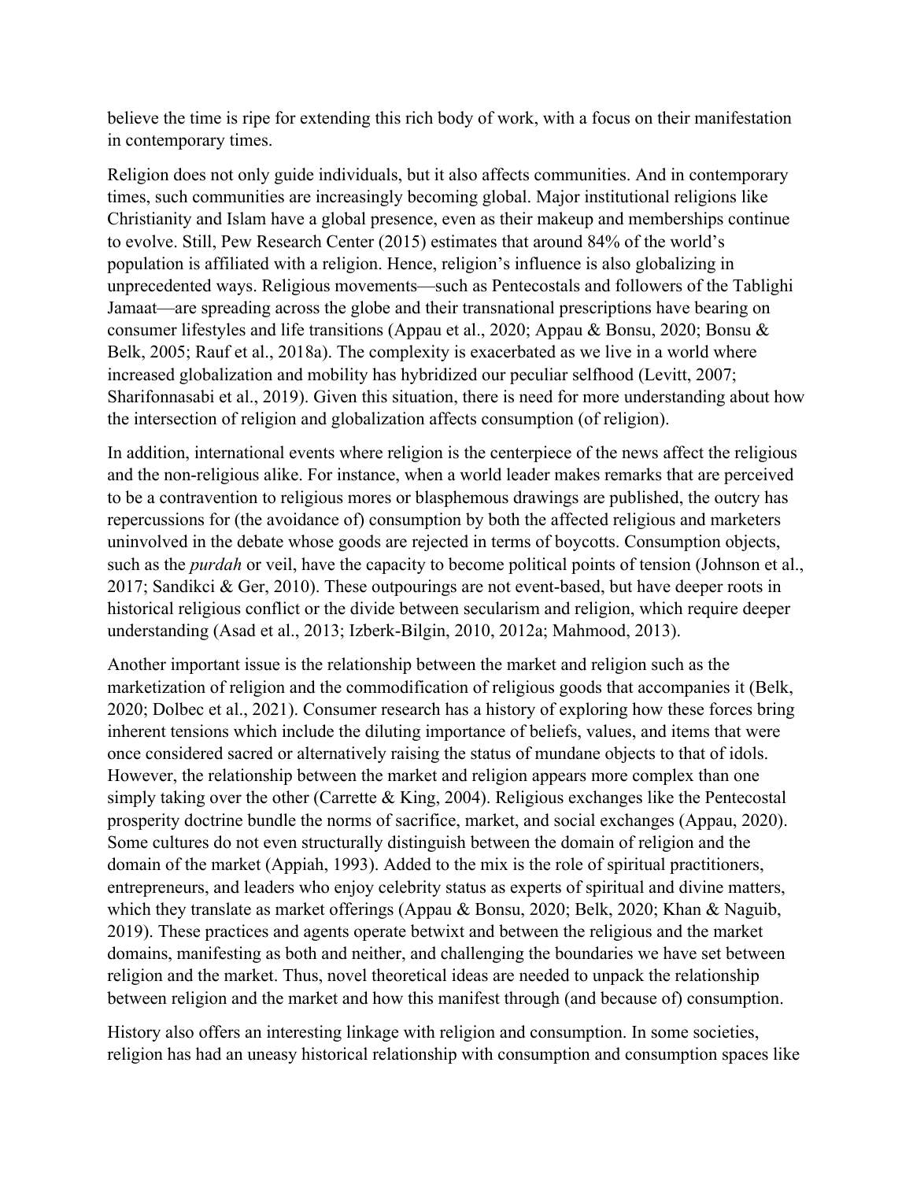believe the time is ripe for extending this rich body of work, with a focus on their manifestation in contemporary times.

Religion does not only guide individuals, but it also affects communities. And in contemporary times, such communities are increasingly becoming global. Major institutional religions like Christianity and Islam have a global presence, even as their makeup and memberships continue to evolve. Still, Pew Research Center (2015) estimates that around 84% of the world's population is affiliated with a religion. Hence, religion's influence is also globalizing in unprecedented ways. Religious movements—such as Pentecostals and followers of the Tablighi Jamaat—are spreading across the globe and their transnational prescriptions have bearing on consumer lifestyles and life transitions (Appau et al., 2020; Appau & Bonsu, 2020; Bonsu & Belk, 2005; Rauf et al., 2018a). The complexity is exacerbated as we live in a world where increased globalization and mobility has hybridized our peculiar selfhood (Levitt, 2007; Sharifonnasabi et al., 2019). Given this situation, there is need for more understanding about how the intersection of religion and globalization affects consumption (of religion).

In addition, international events where religion is the centerpiece of the news affect the religious and the non-religious alike. For instance, when a world leader makes remarks that are perceived to be a contravention to religious mores or blasphemous drawings are published, the outcry has repercussions for (the avoidance of) consumption by both the affected religious and marketers uninvolved in the debate whose goods are rejected in terms of boycotts. Consumption objects, such as the *purdah* or veil, have the capacity to become political points of tension (Johnson et al., 2017; Sandikci & Ger, 2010). These outpourings are not event-based, but have deeper roots in historical religious conflict or the divide between secularism and religion, which require deeper understanding (Asad et al., 2013; Izberk-Bilgin, 2010, 2012a; Mahmood, 2013).

Another important issue is the relationship between the market and religion such as the marketization of religion and the commodification of religious goods that accompanies it (Belk, 2020; Dolbec et al., 2021). Consumer research has a history of exploring how these forces bring inherent tensions which include the diluting importance of beliefs, values, and items that were once considered sacred or alternatively raising the status of mundane objects to that of idols. However, the relationship between the market and religion appears more complex than one simply taking over the other (Carrette & King, 2004). Religious exchanges like the Pentecostal prosperity doctrine bundle the norms of sacrifice, market, and social exchanges (Appau, 2020). Some cultures do not even structurally distinguish between the domain of religion and the domain of the market (Appiah, 1993). Added to the mix is the role of spiritual practitioners, entrepreneurs, and leaders who enjoy celebrity status as experts of spiritual and divine matters, which they translate as market offerings (Appau & Bonsu, 2020; Belk, 2020; Khan & Naguib, 2019). These practices and agents operate betwixt and between the religious and the market domains, manifesting as both and neither, and challenging the boundaries we have set between religion and the market. Thus, novel theoretical ideas are needed to unpack the relationship between religion and the market and how this manifest through (and because of) consumption.

History also offers an interesting linkage with religion and consumption. In some societies, religion has had an uneasy historical relationship with consumption and consumption spaces like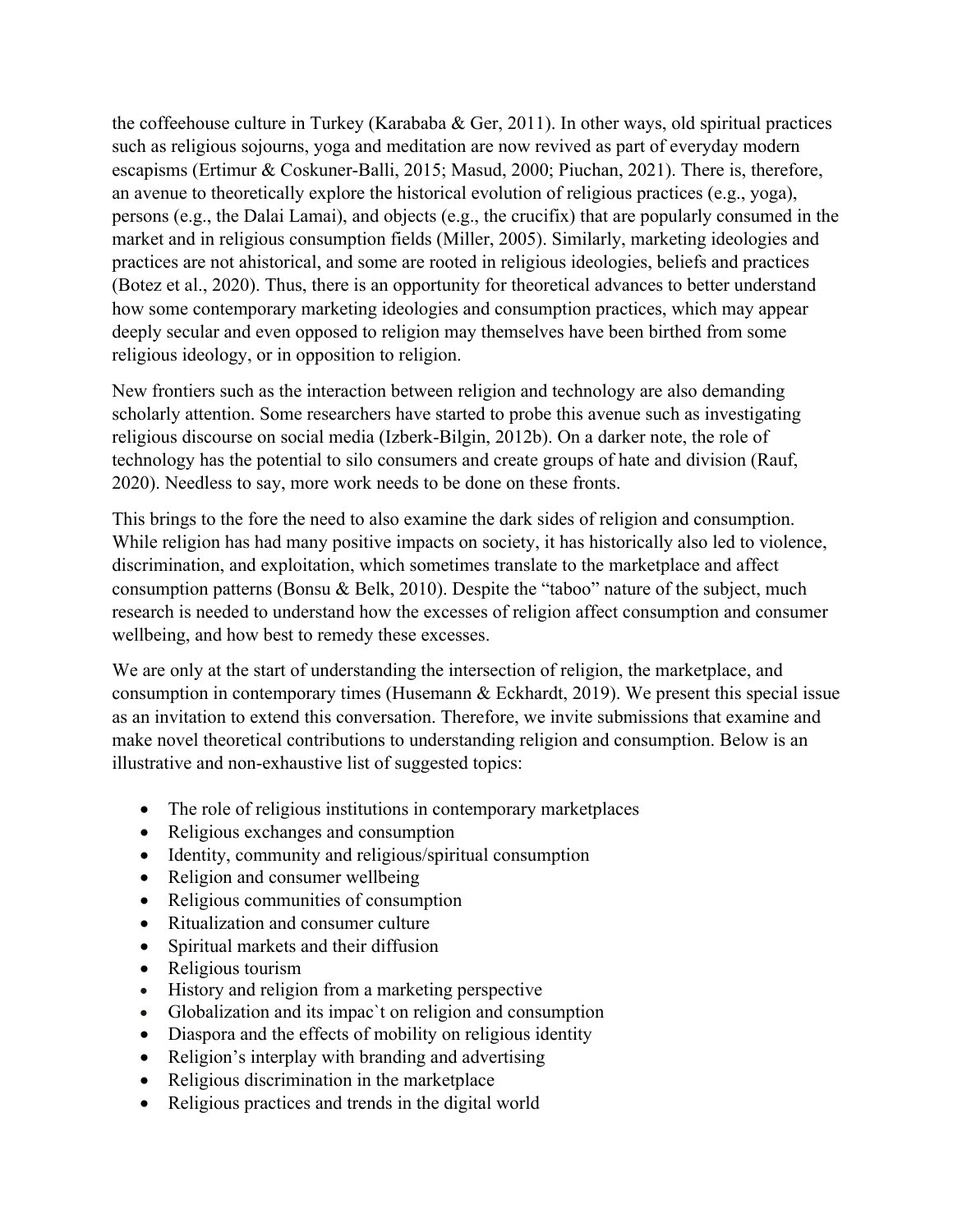the coffeehouse culture in Turkey (Karababa & Ger, 2011). In other ways, old spiritual practices such as religious sojourns, yoga and meditation are now revived as part of everyday modern escapisms (Ertimur & Coskuner-Balli, 2015; Masud, 2000; Piuchan, 2021). There is, therefore, an avenue to theoretically explore the historical evolution of religious practices (e.g., yoga), persons (e.g., the Dalai Lamai), and objects (e.g., the crucifix) that are popularly consumed in the market and in religious consumption fields (Miller, 2005). Similarly, marketing ideologies and practices are not ahistorical, and some are rooted in religious ideologies, beliefs and practices (Botez et al., 2020). Thus, there is an opportunity for theoretical advances to better understand how some contemporary marketing ideologies and consumption practices, which may appear deeply secular and even opposed to religion may themselves have been birthed from some religious ideology, or in opposition to religion.

New frontiers such as the interaction between religion and technology are also demanding scholarly attention. Some researchers have started to probe this avenue such as investigating religious discourse on social media (Izberk-Bilgin, 2012b). On a darker note, the role of technology has the potential to silo consumers and create groups of hate and division (Rauf, 2020). Needless to say, more work needs to be done on these fronts.

This brings to the fore the need to also examine the dark sides of religion and consumption. While religion has had many positive impacts on society, it has historically also led to violence, discrimination, and exploitation, which sometimes translate to the marketplace and affect consumption patterns (Bonsu & Belk, 2010). Despite the "taboo" nature of the subject, much research is needed to understand how the excesses of religion affect consumption and consumer wellbeing, and how best to remedy these excesses.

We are only at the start of understanding the intersection of religion, the marketplace, and consumption in contemporary times (Husemann & Eckhardt, 2019). We present this special issue as an invitation to extend this conversation. Therefore, we invite submissions that examine and make novel theoretical contributions to understanding religion and consumption. Below is an illustrative and non-exhaustive list of suggested topics:

- The role of religious institutions in contemporary marketplaces
- Religious exchanges and consumption
- Identity, community and religious/spiritual consumption
- Religion and consumer wellbeing
- Religious communities of consumption
- Ritualization and consumer culture
- Spiritual markets and their diffusion
- Religious tourism
- History and religion from a marketing perspective
- Globalization and its impac`t on religion and consumption
- Diaspora and the effects of mobility on religious identity
- Religion's interplay with branding and advertising
- Religious discrimination in the marketplace
- Religious practices and trends in the digital world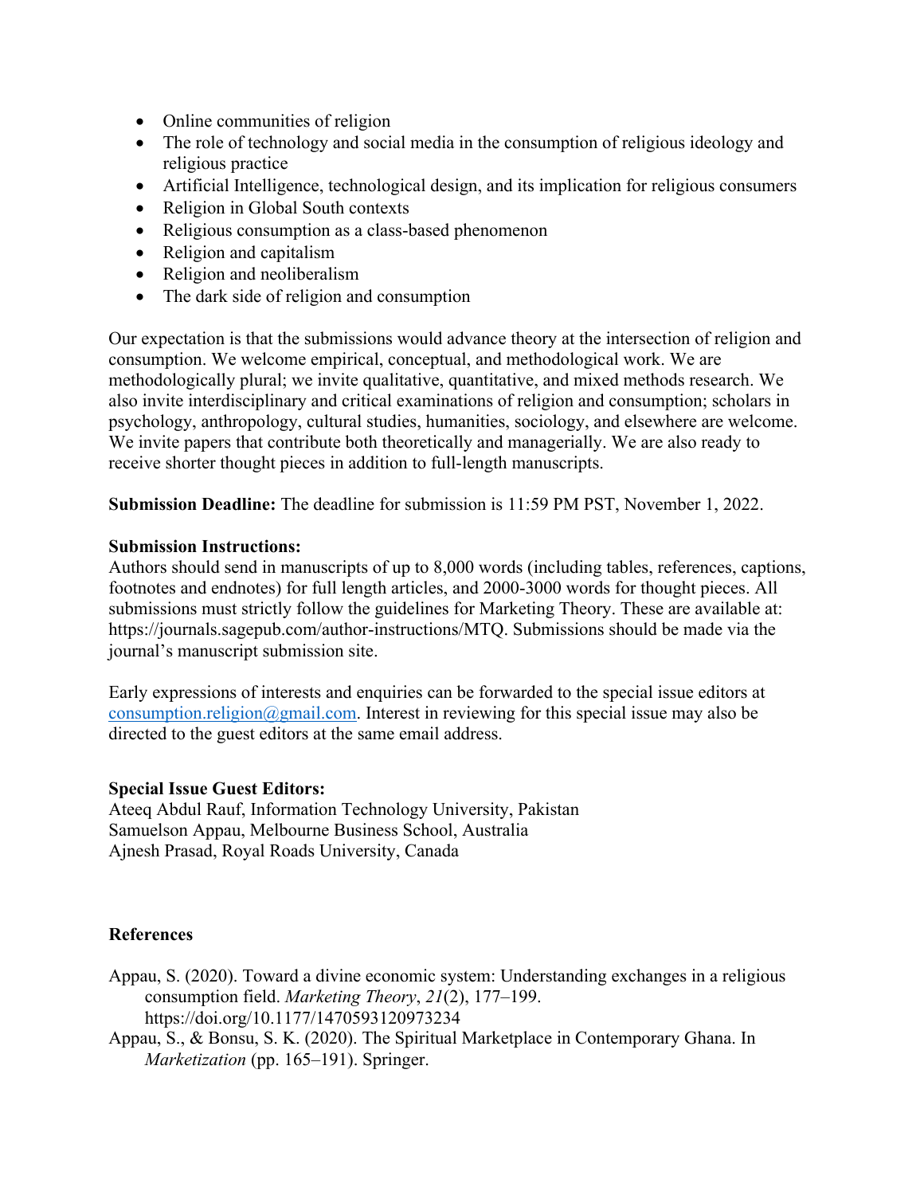- Online communities of religion
- The role of technology and social media in the consumption of religious ideology and religious practice
- Artificial Intelligence, technological design, and its implication for religious consumers
- Religion in Global South contexts
- Religious consumption as a class-based phenomenon
- Religion and capitalism
- Religion and neoliberalism
- The dark side of religion and consumption

Our expectation is that the submissions would advance theory at the intersection of religion and consumption. We welcome empirical, conceptual, and methodological work. We are methodologically plural; we invite qualitative, quantitative, and mixed methods research. We also invite interdisciplinary and critical examinations of religion and consumption; scholars in psychology, anthropology, cultural studies, humanities, sociology, and elsewhere are welcome. We invite papers that contribute both theoretically and managerially. We are also ready to receive shorter thought pieces in addition to full-length manuscripts.

**Submission Deadline:** The deadline for submission is 11:59 PM PST, November 1, 2022.

**Submission Instructions:**
Authors should send in manuscripts of up to 8,000 words (including tables, references, captions, footnotes and endnotes) for full length articles, and 2000-3000 words for thought pieces. All submissions must strictly follow the guidelines for Marketing Theory. These are available at: https://journals.sagepub.com/author-instructions/MTQ. Submissions should be made via the journal's manuscript submission site.

Early expressions of interests and enquiries can be forwarded to the special issue editors at consumption.religion@gmail.com. Interest in reviewing for this special issue may also be directed to the guest editors at the same email address.

**Special Issue Guest Editors:**
Ateeq Abdul Rauf, Information Technology University, Pakistan
Samuelson Appau, Melbourne Business School, Australia
Ajnesh Prasad, Royal Roads University, Canada

**References**

Appau, S. (2020). Toward a divine economic system: Understanding exchanges in a religious consumption field. *Marketing Theory*, *21*(2), 177–199. https://doi.org/10.1177/1470593120973234

Appau, S., & Bonsu, S. K. (2020). The Spiritual Marketplace in Contemporary Ghana. In *Marketization* (pp. 165–191). Springer.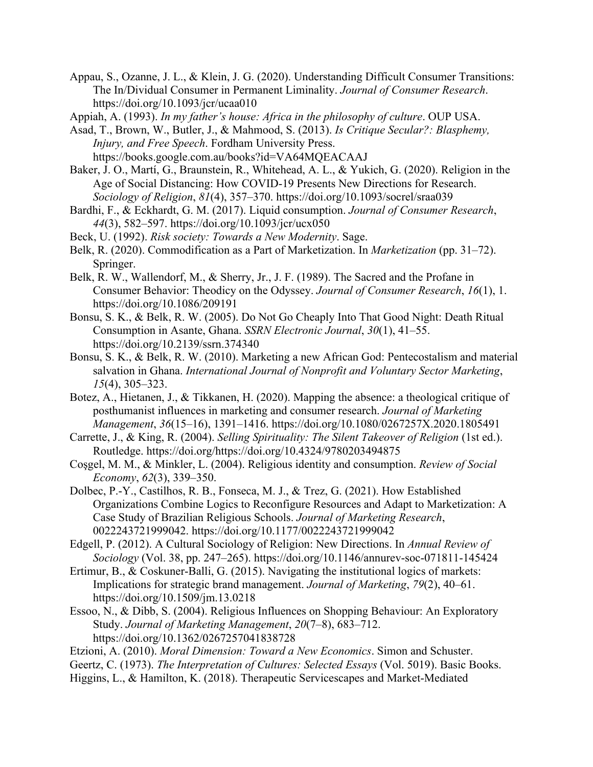Appau, S., Ozanne, J. L., & Klein, J. G. (2020). Understanding Difficult Consumer Transitions: The In/Dividual Consumer in Permanent Liminality. *Journal of Consumer Research*. https://doi.org/10.1093/jcr/ucaa010

Appiah, A. (1993). *In my father's house: Africa in the philosophy of culture*. OUP USA.

Asad, T., Brown, W., Butler, J., & Mahmood, S. (2013). *Is Critique Secular?: Blasphemy, Injury, and Free Speech*. Fordham University Press. https://books.google.com.au/books?id=VA64MQEACAAJ

Baker, J. O., Martí, G., Braunstein, R., Whitehead, A. L., & Yukich, G. (2020). Religion in the Age of Social Distancing: How COVID-19 Presents New Directions for Research. *Sociology of Religion*, *81*(4), 357–370. https://doi.org/10.1093/socrel/sraa039

Bardhi, F., & Eckhardt, G. M. (2017). Liquid consumption. *Journal of Consumer Research*, *44*(3), 582–597. https://doi.org/10.1093/jcr/ucx050

Beck, U. (1992). *Risk society: Towards a New Modernity*. Sage.

Belk, R. (2020). Commodification as a Part of Marketization. In *Marketization* (pp. 31–72). Springer.

Belk, R. W., Wallendorf, M., & Sherry, Jr., J. F. (1989). The Sacred and the Profane in Consumer Behavior: Theodicy on the Odyssey. *Journal of Consumer Research*, *16*(1), 1. https://doi.org/10.1086/209191

Bonsu, S. K., & Belk, R. W. (2005). Do Not Go Cheaply Into That Good Night: Death Ritual Consumption in Asante, Ghana. *SSRN Electronic Journal*, *30*(1), 41–55. https://doi.org/10.2139/ssrn.374340

Bonsu, S. K., & Belk, R. W. (2010). Marketing a new African God: Pentecostalism and material salvation in Ghana. *International Journal of Nonprofit and Voluntary Sector Marketing*, *15*(4), 305–323.

Botez, A., Hietanen, J., & Tikkanen, H. (2020). Mapping the absence: a theological critique of posthumanist influences in marketing and consumer research. *Journal of Marketing Management*, *36*(15–16), 1391–1416. https://doi.org/10.1080/0267257X.2020.1805491

Carrette, J., & King, R. (2004). *Selling Spirituality: The Silent Takeover of Religion* (1st ed.). Routledge. https://doi.org/https://doi.org/10.4324/9780203494875

Coşgel, M. M., & Minkler, L. (2004). Religious identity and consumption. *Review of Social Economy*, *62*(3), 339–350.

Dolbec, P.-Y., Castilhos, R. B., Fonseca, M. J., & Trez, G. (2021). How Established Organizations Combine Logics to Reconfigure Resources and Adapt to Marketization: A Case Study of Brazilian Religious Schools. *Journal of Marketing Research*, 0022243721999042. https://doi.org/10.1177/0022243721999042

Edgell, P. (2012). A Cultural Sociology of Religion: New Directions. In *Annual Review of Sociology* (Vol. 38, pp. 247–265). https://doi.org/10.1146/annurev-soc-071811-145424

Ertimur, B., & Coskuner-Balli, G. (2015). Navigating the institutional logics of markets: Implications for strategic brand management. *Journal of Marketing*, *79*(2), 40–61. https://doi.org/10.1509/jm.13.0218

Essoo, N., & Dibb, S. (2004). Religious Influences on Shopping Behaviour: An Exploratory Study. *Journal of Marketing Management*, *20*(7–8), 683–712. https://doi.org/10.1362/0267257041838728

Etzioni, A. (2010). *Moral Dimension: Toward a New Economics*. Simon and Schuster.

Geertz, C. (1973). *The Interpretation of Cultures: Selected Essays* (Vol. 5019). Basic Books.

Higgins, L., & Hamilton, K. (2018). Therapeutic Servicescapes and Market-Mediated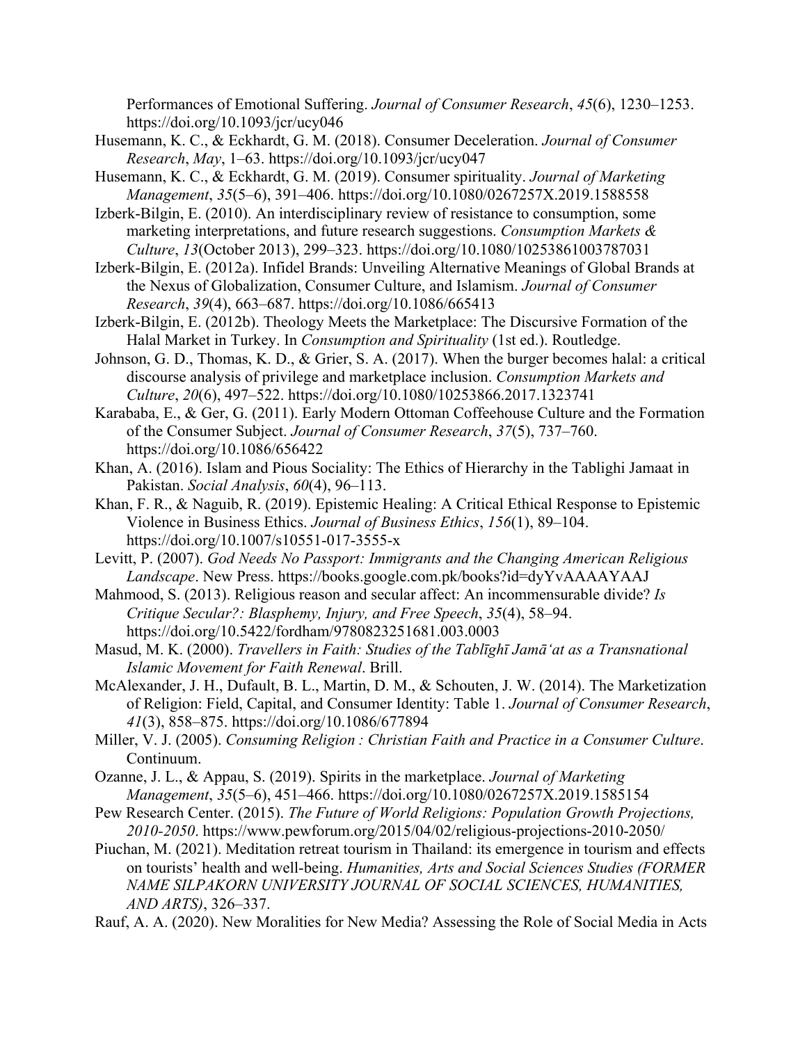Performances of Emotional Suffering. *Journal of Consumer Research*, *45*(6), 1230–1253. https://doi.org/10.1093/jcr/ucy046

Husemann, K. C., & Eckhardt, G. M. (2018). Consumer Deceleration. *Journal of Consumer Research*, *May*, 1–63. https://doi.org/10.1093/jcr/ucy047

Husemann, K. C., & Eckhardt, G. M. (2019). Consumer spirituality. *Journal of Marketing Management*, *35*(5–6), 391–406. https://doi.org/10.1080/0267257X.2019.1588558

Izberk-Bilgin, E. (2010). An interdisciplinary review of resistance to consumption, some marketing interpretations, and future research suggestions. *Consumption Markets & Culture*, *13*(October 2013), 299–323. https://doi.org/10.1080/10253861003787031

Izberk-Bilgin, E. (2012a). Infidel Brands: Unveiling Alternative Meanings of Global Brands at the Nexus of Globalization, Consumer Culture, and Islamism. *Journal of Consumer Research*, *39*(4), 663–687. https://doi.org/10.1086/665413

Izberk-Bilgin, E. (2012b). Theology Meets the Marketplace: The Discursive Formation of the Halal Market in Turkey. In *Consumption and Spirituality* (1st ed.). Routledge.

Johnson, G. D., Thomas, K. D., & Grier, S. A. (2017). When the burger becomes halal: a critical discourse analysis of privilege and marketplace inclusion. *Consumption Markets and Culture*, *20*(6), 497–522. https://doi.org/10.1080/10253866.2017.1323741

Karababa, E., & Ger, G. (2011). Early Modern Ottoman Coffeehouse Culture and the Formation of the Consumer Subject. *Journal of Consumer Research*, *37*(5), 737–760. https://doi.org/10.1086/656422

Khan, A. (2016). Islam and Pious Sociality: The Ethics of Hierarchy in the Tablighi Jamaat in Pakistan. *Social Analysis*, *60*(4), 96–113.

Khan, F. R., & Naguib, R. (2019). Epistemic Healing: A Critical Ethical Response to Epistemic Violence in Business Ethics. *Journal of Business Ethics*, *156*(1), 89–104. https://doi.org/10.1007/s10551-017-3555-x

Levitt, P. (2007). *God Needs No Passport: Immigrants and the Changing American Religious Landscape*. New Press. https://books.google.com.pk/books?id=dyYvAAAAYAAJ

Mahmood, S. (2013). Religious reason and secular affect: An incommensurable divide? *Is Critique Secular?: Blasphemy, Injury, and Free Speech*, *35*(4), 58–94. https://doi.org/10.5422/fordham/9780823251681.003.0003

Masud, M. K. (2000). *Travellers in Faith: Studies of the Tablīghī Jamā'at as a Transnational Islamic Movement for Faith Renewal*. Brill.

McAlexander, J. H., Dufault, B. L., Martin, D. M., & Schouten, J. W. (2014). The Marketization of Religion: Field, Capital, and Consumer Identity: Table 1. *Journal of Consumer Research*, *41*(3), 858–875. https://doi.org/10.1086/677894

Miller, V. J. (2005). *Consuming Religion : Christian Faith and Practice in a Consumer Culture*. Continuum.

Ozanne, J. L., & Appau, S. (2019). Spirits in the marketplace. *Journal of Marketing Management*, *35*(5–6), 451–466. https://doi.org/10.1080/0267257X.2019.1585154

Pew Research Center. (2015). *The Future of World Religions: Population Growth Projections, 2010-2050*. https://www.pewforum.org/2015/04/02/religious-projections-2010-2050/

Piuchan, M. (2021). Meditation retreat tourism in Thailand: its emergence in tourism and effects on tourists' health and well-being. *Humanities, Arts and Social Sciences Studies (FORMER NAME SILPAKORN UNIVERSITY JOURNAL OF SOCIAL SCIENCES, HUMANITIES, AND ARTS)*, 326–337.

Rauf, A. A. (2020). New Moralities for New Media? Assessing the Role of Social Media in Acts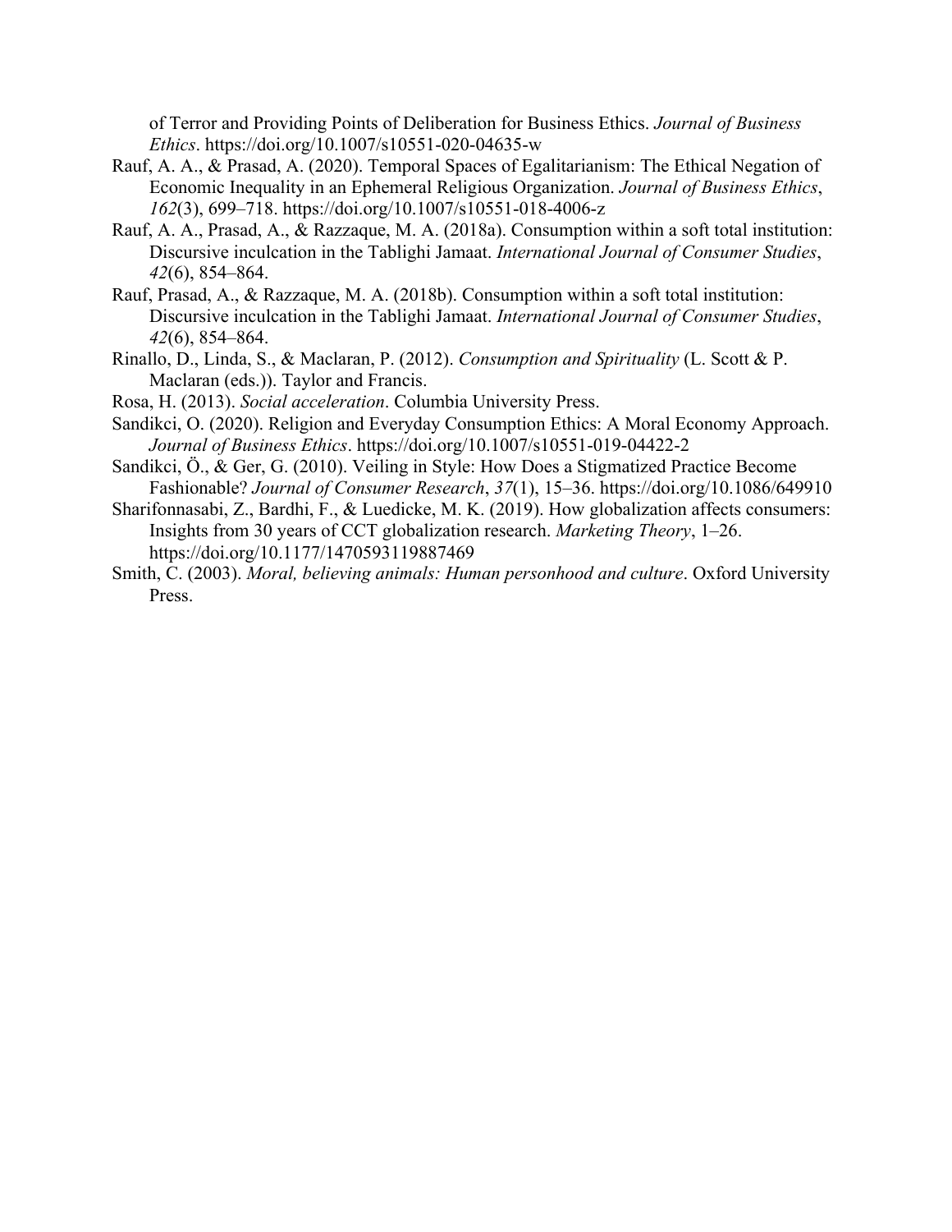of Terror and Providing Points of Deliberation for Business Ethics. *Journal of Business Ethics*. https://doi.org/10.1007/s10551-020-04635-w

Rauf, A. A., & Prasad, A. (2020). Temporal Spaces of Egalitarianism: The Ethical Negation of Economic Inequality in an Ephemeral Religious Organization. *Journal of Business Ethics*, *162*(3), 699–718. https://doi.org/10.1007/s10551-018-4006-z

Rauf, A. A., Prasad, A., & Razzaque, M. A. (2018a). Consumption within a soft total institution: Discursive inculcation in the Tablighi Jamaat. *International Journal of Consumer Studies*, *42*(6), 854–864.

Rauf, Prasad, A., & Razzaque, M. A. (2018b). Consumption within a soft total institution: Discursive inculcation in the Tablighi Jamaat. *International Journal of Consumer Studies*, *42*(6), 854–864.

Rinallo, D., Linda, S., & Maclaran, P. (2012). *Consumption and Spirituality* (L. Scott & P. Maclaran (eds.)). Taylor and Francis.

Rosa, H. (2013). *Social acceleration*. Columbia University Press.

Sandikci, O. (2020). Religion and Everyday Consumption Ethics: A Moral Economy Approach. *Journal of Business Ethics*. https://doi.org/10.1007/s10551-019-04422-2

Sandikci, Ö., & Ger, G. (2010). Veiling in Style: How Does a Stigmatized Practice Become Fashionable? *Journal of Consumer Research*, *37*(1), 15–36. https://doi.org/10.1086/649910

Sharifonnasabi, Z., Bardhi, F., & Luedicke, M. K. (2019). How globalization affects consumers: Insights from 30 years of CCT globalization research. *Marketing Theory*, 1–26. https://doi.org/10.1177/1470593119887469

Smith, C. (2003). *Moral, believing animals: Human personhood and culture*. Oxford University Press.